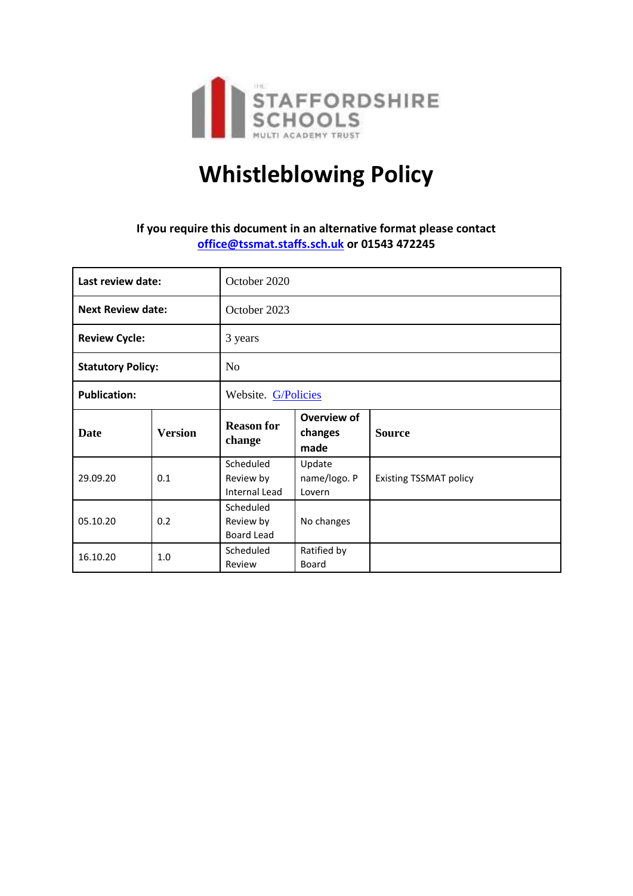# Whistleblowing Policy

**If you require this document in an alternative format please contact [office@tssmat.staffs.sch.uk](mailto:office@tssmat.staffs.sch.uk) or 01543 472245**

| **Last review date:** | | October 2020 | | |
|---|---|---|---|---|
| **Next Review date:** | | October 2023 | | |
| **Review Cycle:** | | 3 years | | |
| **Statutory Policy:** | | No | | |
| **Publication:** | | Website. G/Policies | | |
| **Date** | **Version** | **Reason for change** | **Overview of changes made** | **Source** |
| 29.09.20 | 0.1 | Scheduled Review by Internal Lead | Update name/logo. P Lovern | Existing TSSMAT policy |
| 05.10.20 | 0.2 | Scheduled Review by Board Lead | No changes | |
| 16.10.20 | 1.0 | Scheduled Review | Ratified by Board | |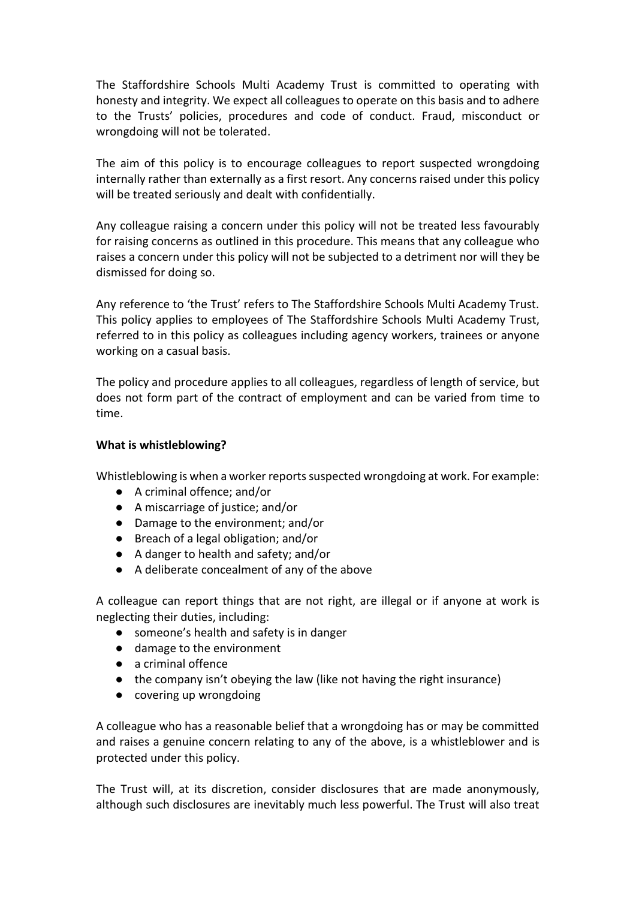The Staffordshire Schools Multi Academy Trust is committed to operating with honesty and integrity. We expect all colleagues to operate on this basis and to adhere to the Trusts' policies, procedures and code of conduct. Fraud, misconduct or wrongdoing will not be tolerated.

The aim of this policy is to encourage colleagues to report suspected wrongdoing internally rather than externally as a first resort. Any concerns raised under this policy will be treated seriously and dealt with confidentially.

Any colleague raising a concern under this policy will not be treated less favourably for raising concerns as outlined in this procedure. This means that any colleague who raises a concern under this policy will not be subjected to a detriment nor will they be dismissed for doing so.

Any reference to 'the Trust' refers to The Staffordshire Schools Multi Academy Trust. This policy applies to employees of The Staffordshire Schools Multi Academy Trust, referred to in this policy as colleagues including agency workers, trainees or anyone working on a casual basis.

The policy and procedure applies to all colleagues, regardless of length of service, but does not form part of the contract of employment and can be varied from time to time.

**What is whistleblowing?**

Whistleblowing is when a worker reports suspected wrongdoing at work. For example:

- A criminal offence; and/or
- A miscarriage of justice; and/or
- Damage to the environment; and/or
- Breach of a legal obligation; and/or
- A danger to health and safety; and/or
- A deliberate concealment of any of the above

A colleague can report things that are not right, are illegal or if anyone at work is neglecting their duties, including:

- someone's health and safety is in danger
- damage to the environment
- a criminal offence
- the company isn't obeying the law (like not having the right insurance)
- covering up wrongdoing

A colleague who has a reasonable belief that a wrongdoing has or may be committed and raises a genuine concern relating to any of the above, is a whistleblower and is protected under this policy.

The Trust will, at its discretion, consider disclosures that are made anonymously, although such disclosures are inevitably much less powerful. The Trust will also treat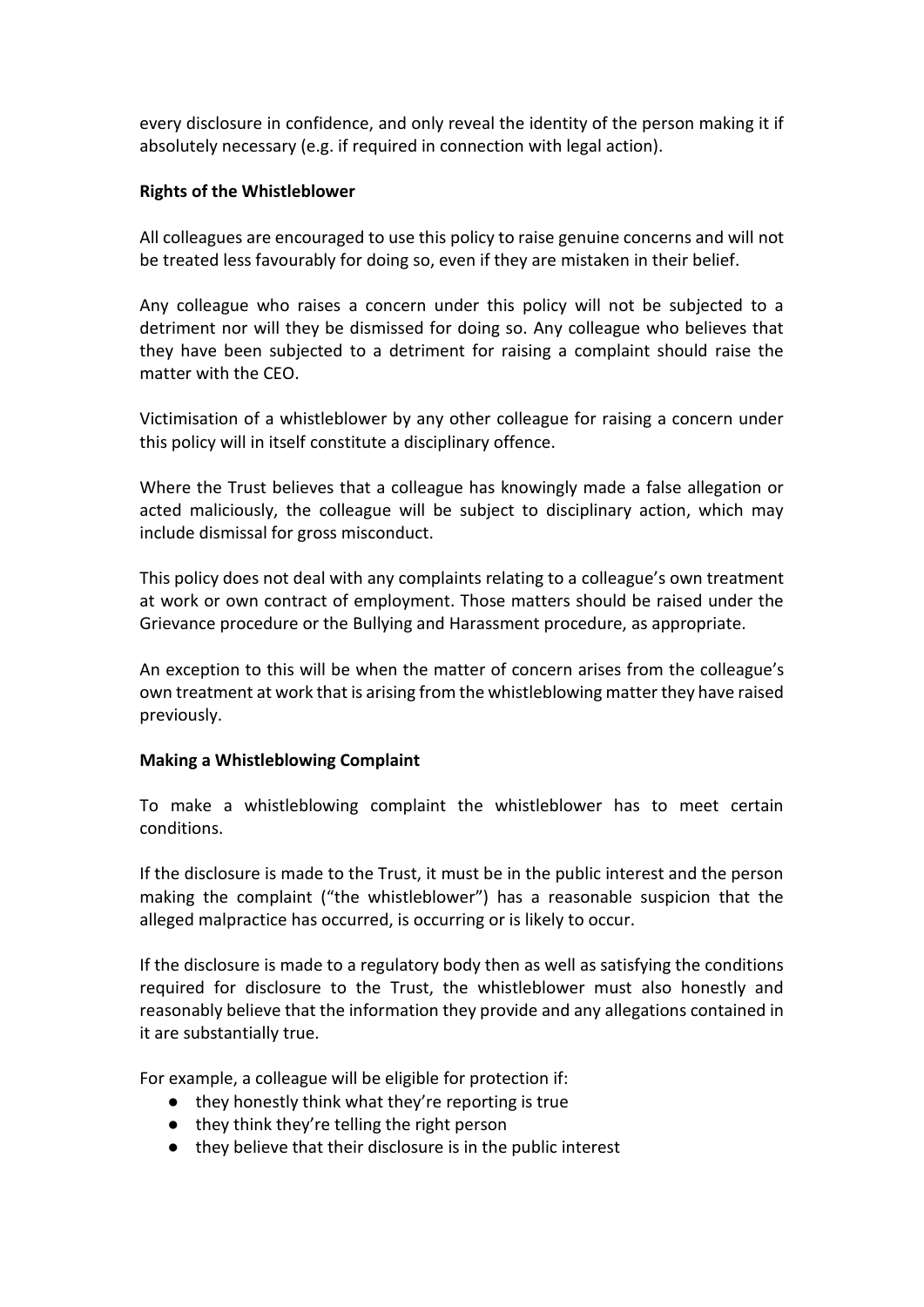every disclosure in confidence, and only reveal the identity of the person making it if absolutely necessary (e.g. if required in connection with legal action).

**Rights of the Whistleblower**

All colleagues are encouraged to use this policy to raise genuine concerns and will not be treated less favourably for doing so, even if they are mistaken in their belief.

Any colleague who raises a concern under this policy will not be subjected to a detriment nor will they be dismissed for doing so. Any colleague who believes that they have been subjected to a detriment for raising a complaint should raise the matter with the CEO.

Victimisation of a whistleblower by any other colleague for raising a concern under this policy will in itself constitute a disciplinary offence.

Where the Trust believes that a colleague has knowingly made a false allegation or acted maliciously, the colleague will be subject to disciplinary action, which may include dismissal for gross misconduct.

This policy does not deal with any complaints relating to a colleague's own treatment at work or own contract of employment. Those matters should be raised under the Grievance procedure or the Bullying and Harassment procedure, as appropriate.

An exception to this will be when the matter of concern arises from the colleague's own treatment at work that is arising from the whistleblowing matter they have raised previously.

**Making a Whistleblowing Complaint**

To make a whistleblowing complaint the whistleblower has to meet certain conditions.

If the disclosure is made to the Trust, it must be in the public interest and the person making the complaint ("the whistleblower") has a reasonable suspicion that the alleged malpractice has occurred, is occurring or is likely to occur.

If the disclosure is made to a regulatory body then as well as satisfying the conditions required for disclosure to the Trust, the whistleblower must also honestly and reasonably believe that the information they provide and any allegations contained in it are substantially true.

For example, a colleague will be eligible for protection if:

- they honestly think what they're reporting is true
- they think they're telling the right person
- they believe that their disclosure is in the public interest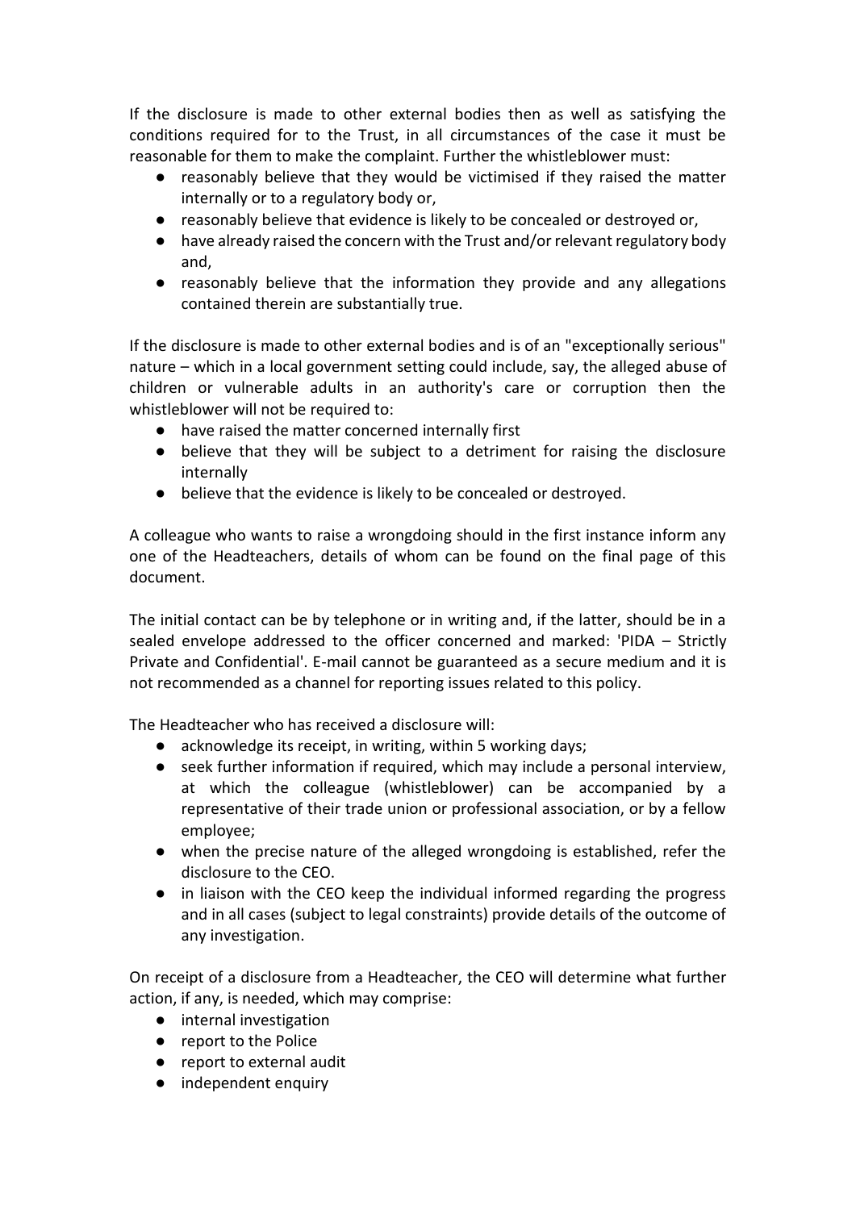If the disclosure is made to other external bodies then as well as satisfying the conditions required for to the Trust, in all circumstances of the case it must be reasonable for them to make the complaint. Further the whistleblower must:

- reasonably believe that they would be victimised if they raised the matter internally or to a regulatory body or,
- reasonably believe that evidence is likely to be concealed or destroyed or,
- have already raised the concern with the Trust and/or relevant regulatory body and,
- reasonably believe that the information they provide and any allegations contained therein are substantially true.

If the disclosure is made to other external bodies and is of an "exceptionally serious" nature – which in a local government setting could include, say, the alleged abuse of children or vulnerable adults in an authority's care or corruption then the whistleblower will not be required to:

- have raised the matter concerned internally first
- believe that they will be subject to a detriment for raising the disclosure internally
- believe that the evidence is likely to be concealed or destroyed.

A colleague who wants to raise a wrongdoing should in the first instance inform any one of the Headteachers, details of whom can be found on the final page of this document.

The initial contact can be by telephone or in writing and, if the latter, should be in a sealed envelope addressed to the officer concerned and marked: 'PIDA – Strictly Private and Confidential'. E-mail cannot be guaranteed as a secure medium and it is not recommended as a channel for reporting issues related to this policy.

The Headteacher who has received a disclosure will:

- acknowledge its receipt, in writing, within 5 working days;
- seek further information if required, which may include a personal interview, at which the colleague (whistleblower) can be accompanied by a representative of their trade union or professional association, or by a fellow employee;
- when the precise nature of the alleged wrongdoing is established, refer the disclosure to the CEO.
- in liaison with the CEO keep the individual informed regarding the progress and in all cases (subject to legal constraints) provide details of the outcome of any investigation.

On receipt of a disclosure from a Headteacher, the CEO will determine what further action, if any, is needed, which may comprise:

- internal investigation
- report to the Police
- report to external audit
- independent enquiry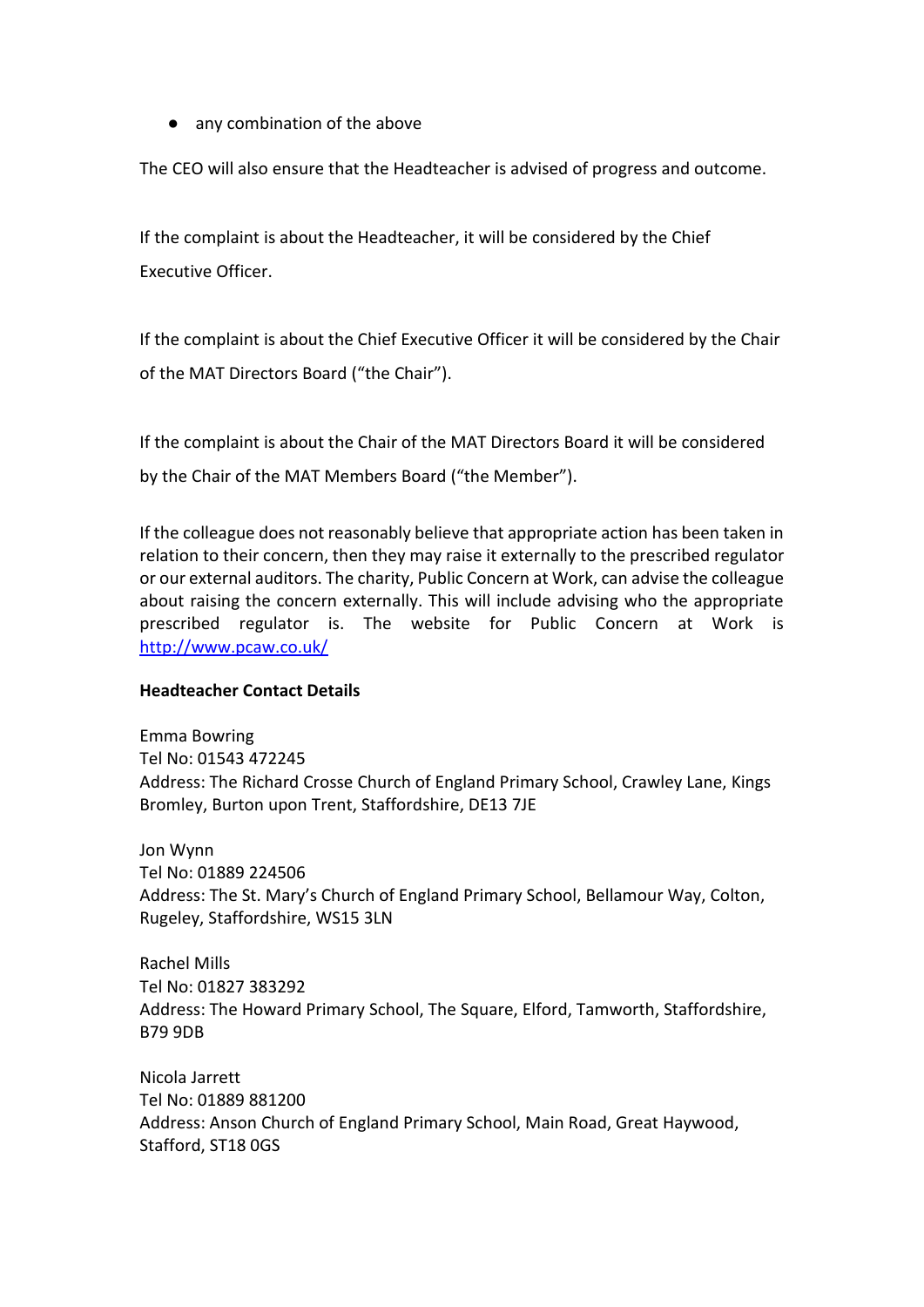- any combination of the above

The CEO will also ensure that the Headteacher is advised of progress and outcome.

If the complaint is about the Headteacher, it will be considered by the Chief Executive Officer.

If the complaint is about the Chief Executive Officer it will be considered by the Chair of the MAT Directors Board ("the Chair").

If the complaint is about the Chair of the MAT Directors Board it will be considered by the Chair of the MAT Members Board ("the Member").

If the colleague does not reasonably believe that appropriate action has been taken in relation to their concern, then they may raise it externally to the prescribed regulator or our external auditors. The charity, Public Concern at Work, can advise the colleague about raising the concern externally. This will include advising who the appropriate prescribed regulator is. The website for Public Concern at Work is [http://www.pcaw.co.uk/](http://www.pcaw.co.uk/)

**Headteacher Contact Details**

Emma Bowring
Tel No: 01543 472245
Address: The Richard Crosse Church of England Primary School, Crawley Lane, Kings Bromley, Burton upon Trent, Staffordshire, DE13 7JE

Jon Wynn
Tel No: 01889 224506
Address: The St. Mary's Church of England Primary School, Bellamour Way, Colton, Rugeley, Staffordshire, WS15 3LN

Rachel Mills
Tel No: 01827 383292
Address: The Howard Primary School, The Square, Elford, Tamworth, Staffordshire, B79 9DB

Nicola Jarrett
Tel No: 01889 881200
Address: Anson Church of England Primary School, Main Road, Great Haywood, Stafford, ST18 0GS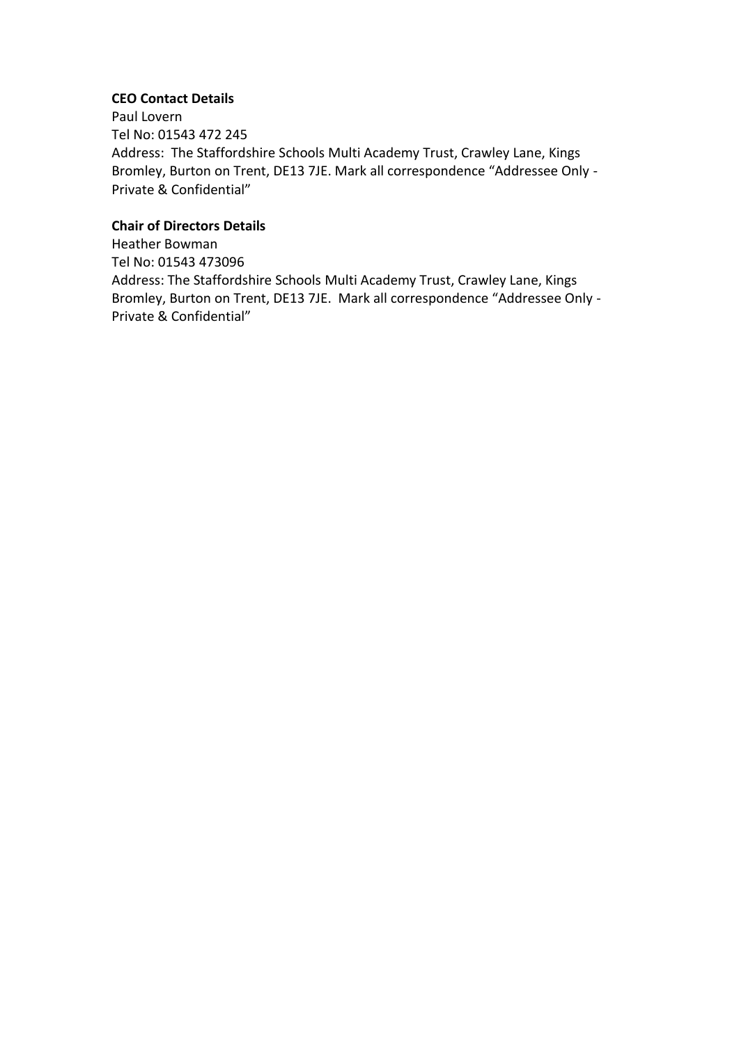**CEO Contact Details**
Paul Lovern
Tel No: 01543 472 245
Address: The Staffordshire Schools Multi Academy Trust, Crawley Lane, Kings Bromley, Burton on Trent, DE13 7JE. Mark all correspondence "Addressee Only - Private & Confidential"

**Chair of Directors Details**
Heather Bowman
Tel No: 01543 473096
Address: The Staffordshire Schools Multi Academy Trust, Crawley Lane, Kings Bromley, Burton on Trent, DE13 7JE. Mark all correspondence "Addressee Only - Private & Confidential"